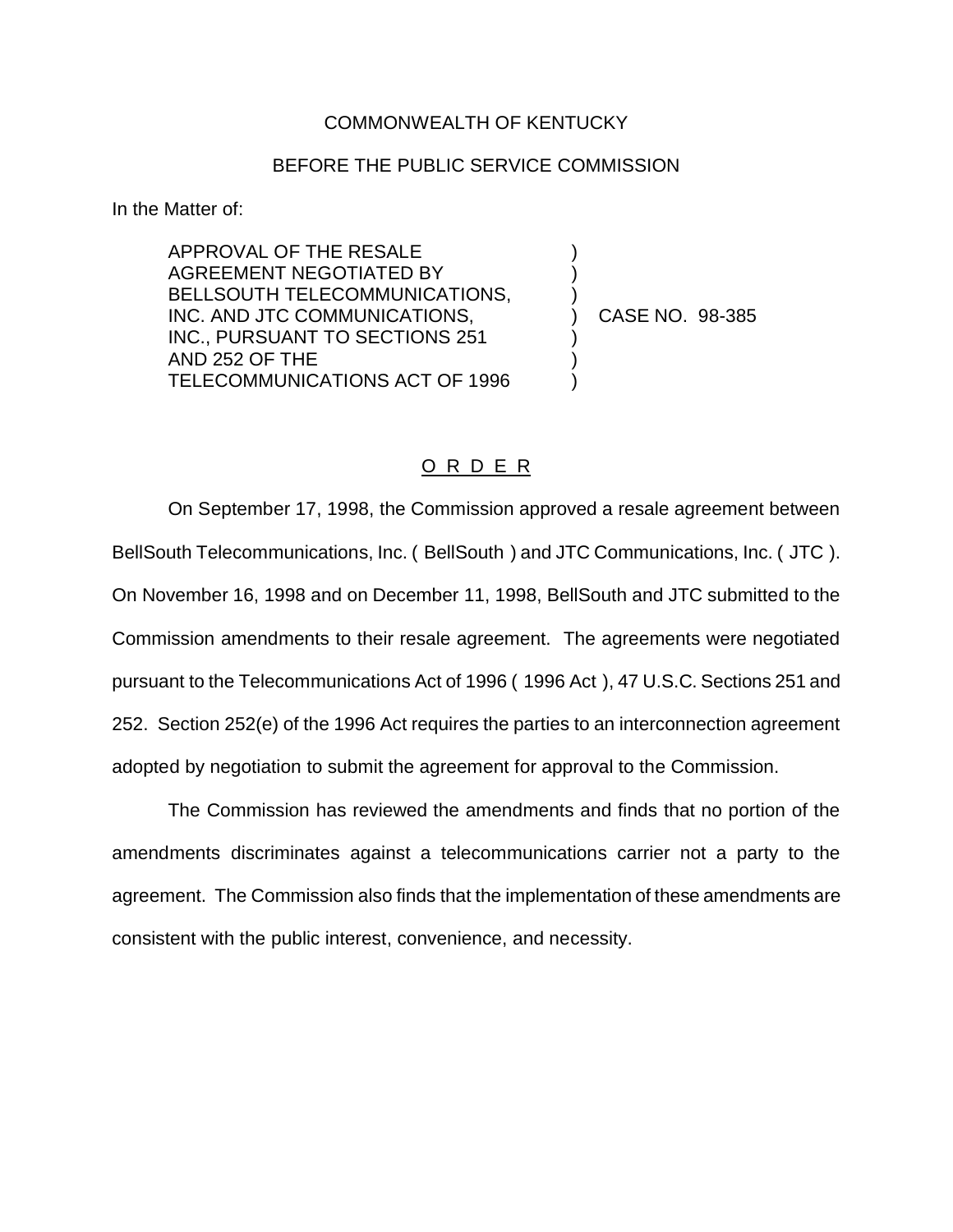COMMONWEALTH OF KENTUCKY

BEFORE THE PUBLIC SERVICE COMMISSION

In the Matter of:

APPROVAL OF THE RESALE AGREEMENT NEGOTIATED BY BELLSOUTH TELECOMMUNICATIONS, INC. AND JTC COMMUNICATIONS, INC., PURSUANT TO SECTIONS 251 AND 252 OF THE TELECOMMUNICATIONS ACT OF 1996 ) CASE NO. 98-385

O R D E R

On September 17, 1998, the Commission approved a resale agreement between BellSouth Telecommunications, Inc. ( BellSouth ) and JTC Communications, Inc. ( JTC ). On November 16, 1998 and on December 11, 1998, BellSouth and JTC submitted to the Commission amendments to their resale agreement. The agreements were negotiated pursuant to the Telecommunications Act of 1996 ( 1996 Act ), 47 U.S.C. Sections 251 and 252. Section 252(e) of the 1996 Act requires the parties to an interconnection agreement adopted by negotiation to submit the agreement for approval to the Commission.

The Commission has reviewed the amendments and finds that no portion of the amendments discriminates against a telecommunications carrier not a party to the agreement. The Commission also finds that the implementation of these amendments are consistent with the public interest, convenience, and necessity.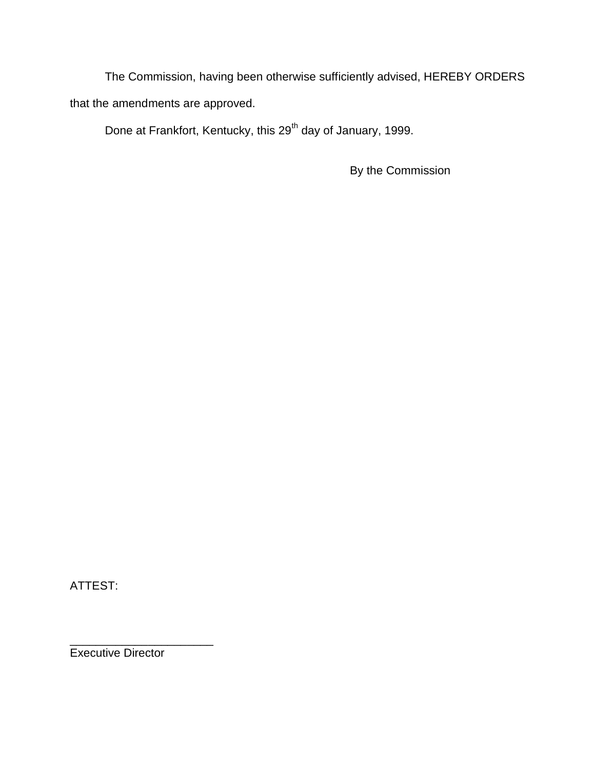The Commission, having been otherwise sufficiently advised, HEREBY ORDERS that the amendments are approved.

Done at Frankfort, Kentucky, this 29th day of January, 1999.

By the Commission

ATTEST:

______________________
Executive Director